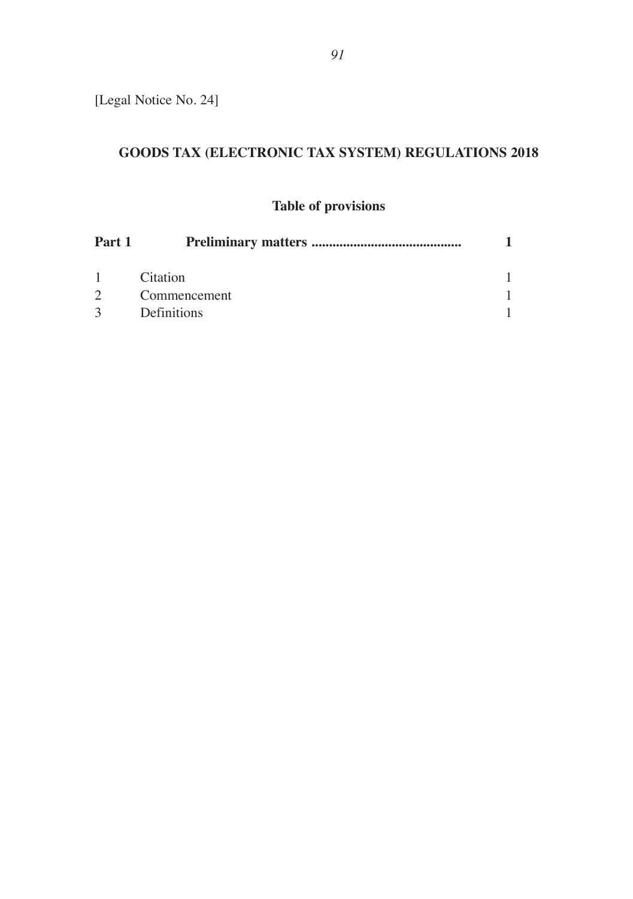[Legal Notice No. 24]

# GOODS TAX (ELECTRONIC TAX SYSTEM) REGULATIONS 2018

## Table of provisions

| | | |
|---|---|---|
| **Part 1** | **Preliminary matters ..........................................** | **1** |
| 1 | Citation | 1 |
| 2 | Commencement | 1 |
| 3 | Definitions | 1 |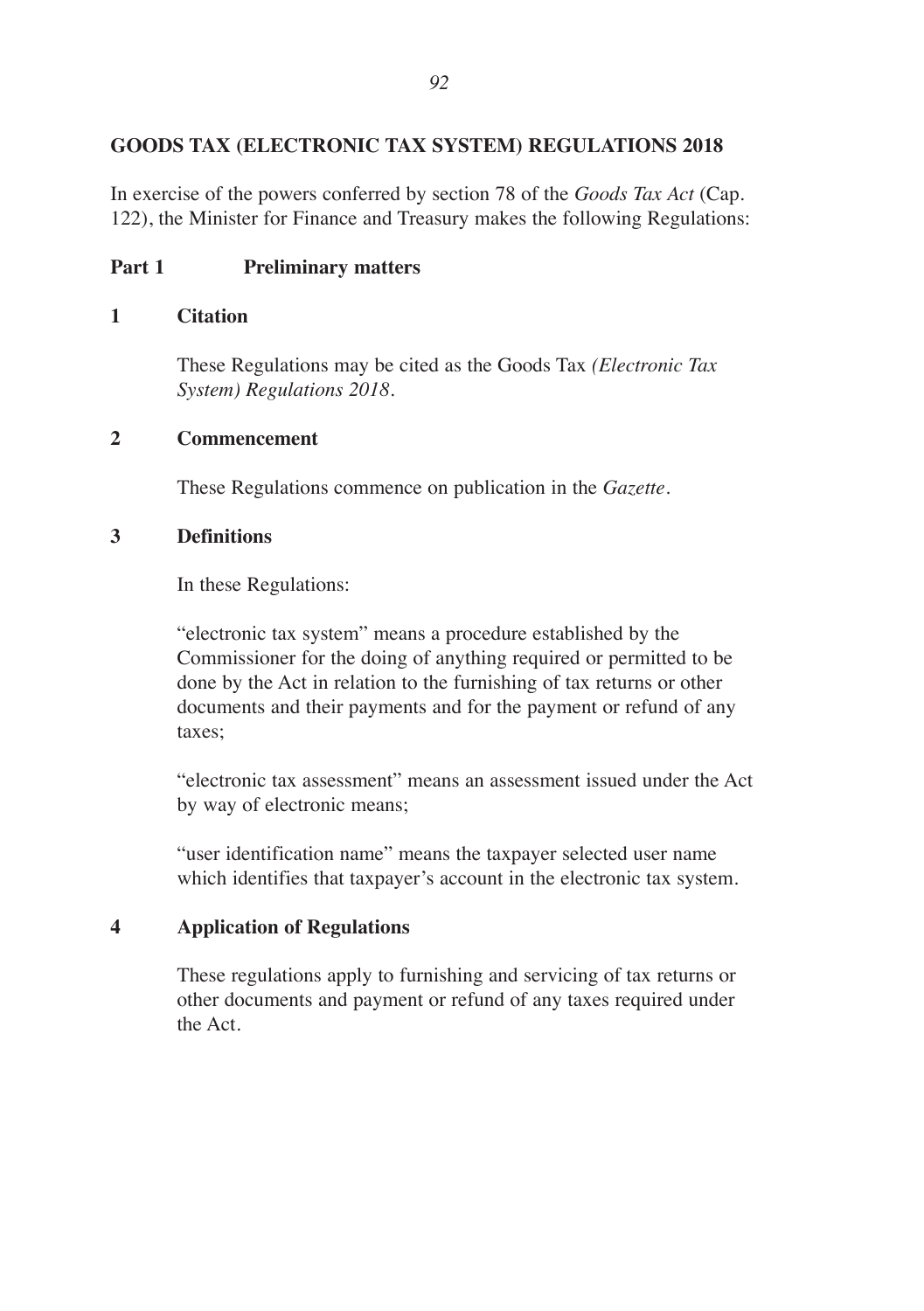# GOODS TAX (ELECTRONIC TAX SYSTEM) REGULATIONS 2018

In exercise of the powers conferred by section 78 of the *Goods Tax Act* (Cap. 122), the Minister for Finance and Treasury makes the following Regulations:

## Part 1 Preliminary matters

### 1 Citation

These Regulations may be cited as the Goods Tax *(Electronic Tax System) Regulations 2018*.

### 2 Commencement

These Regulations commence on publication in the *Gazette*.

### 3 Definitions

In these Regulations:

"electronic tax system" means a procedure established by the Commissioner for the doing of anything required or permitted to be done by the Act in relation to the furnishing of tax returns or other documents and their payments and for the payment or refund of any taxes;

"electronic tax assessment" means an assessment issued under the Act by way of electronic means;

"user identification name" means the taxpayer selected user name which identifies that taxpayer's account in the electronic tax system.

### 4 Application of Regulations

These regulations apply to furnishing and servicing of tax returns or other documents and payment or refund of any taxes required under the Act.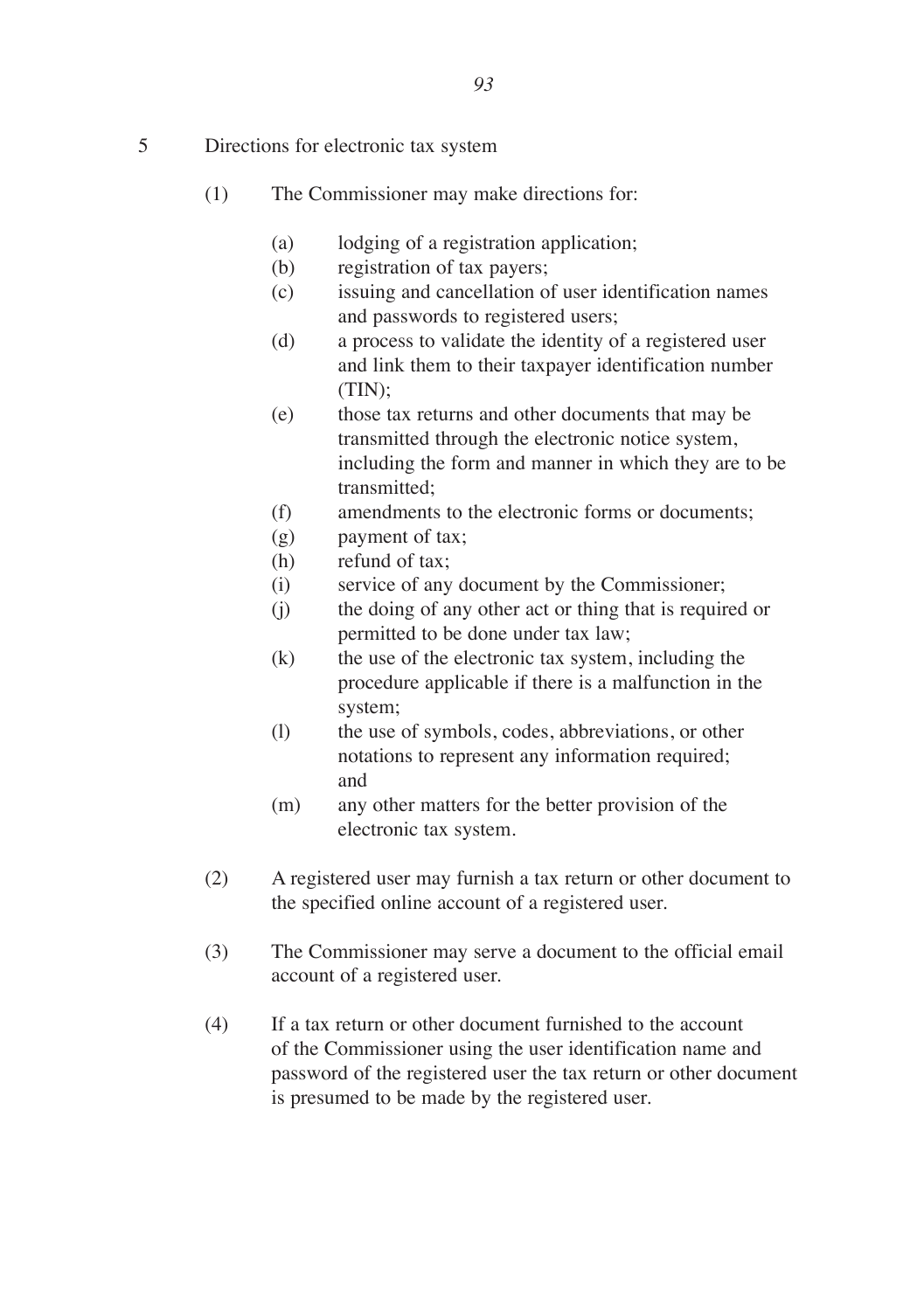5 Directions for electronic tax system

(1) The Commissioner may make directions for:

(a) lodging of a registration application;
(b) registration of tax payers;
(c) issuing and cancellation of user identification names and passwords to registered users;
(d) a process to validate the identity of a registered user and link them to their taxpayer identification number (TIN);
(e) those tax returns and other documents that may be transmitted through the electronic notice system, including the form and manner in which they are to be transmitted;
(f) amendments to the electronic forms or documents;
(g) payment of tax;
(h) refund of tax;
(i) service of any document by the Commissioner;
(j) the doing of any other act or thing that is required or permitted to be done under tax law;
(k) the use of the electronic tax system, including the procedure applicable if there is a malfunction in the system;
(l) the use of symbols, codes, abbreviations, or other notations to represent any information required; and
(m) any other matters for the better provision of the electronic tax system.

(2) A registered user may furnish a tax return or other document to the specified online account of a registered user.

(3) The Commissioner may serve a document to the official email account of a registered user.

(4) If a tax return or other document furnished to the account of the Commissioner using the user identification name and password of the registered user the tax return or other document is presumed to be made by the registered user.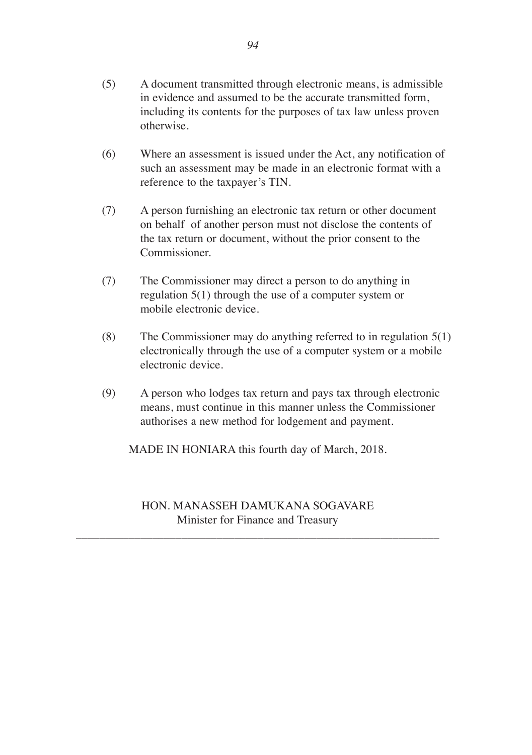(5) A document transmitted through electronic means, is admissible in evidence and assumed to be the accurate transmitted form, including its contents for the purposes of tax law unless proven otherwise.

(6) Where an assessment is issued under the Act, any notification of such an assessment may be made in an electronic format with a reference to the taxpayer's TIN.

(7) A person furnishing an electronic tax return or other document on behalf of another person must not disclose the contents of the tax return or document, without the prior consent to the Commissioner.

(7) The Commissioner may direct a person to do anything in regulation 5(1) through the use of a computer system or mobile electronic device.

(8) The Commissioner may do anything referred to in regulation 5(1) electronically through the use of a computer system or a mobile electronic device.

(9) A person who lodges tax return and pays tax through electronic means, must continue in this manner unless the Commissioner authorises a new method for lodgement and payment.

MADE IN HONIARA this fourth day of March, 2018.

HON. MANASSEH DAMUKANA SOGAVARE
Minister for Finance and Treasury